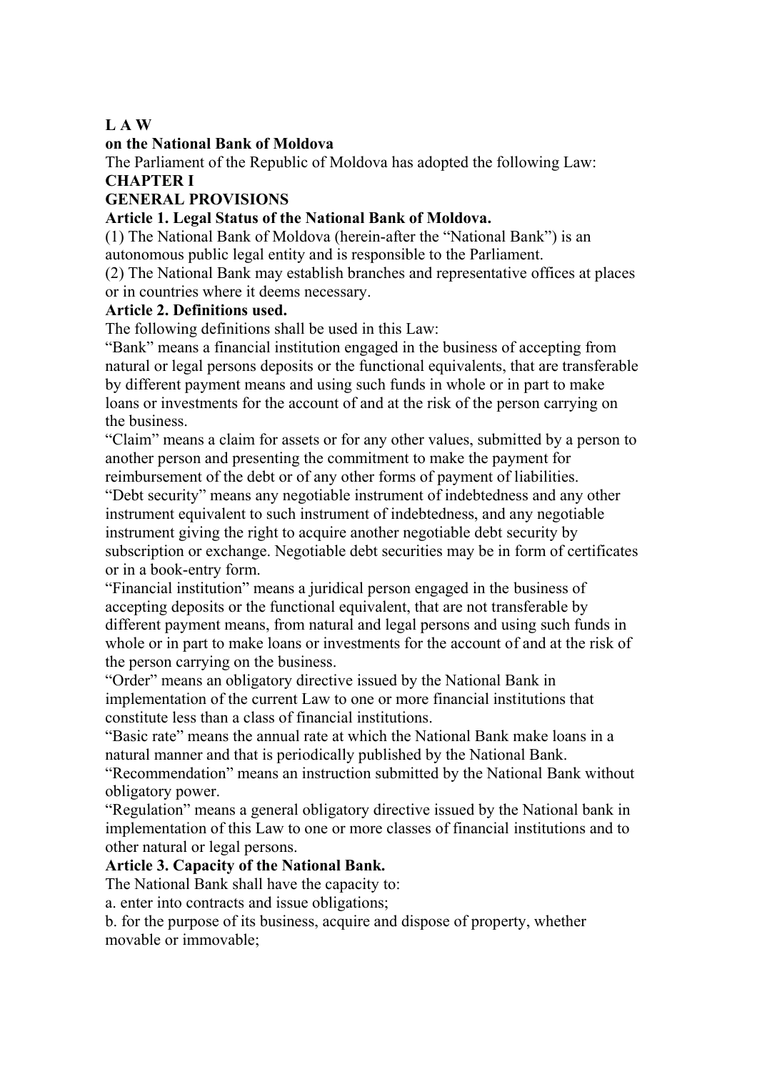# L A W

## on the National Bank of Moldova

The Parliament of the Republic of Moldova has adopted the following Law:

## CHAPTER I

## GENERAL PROVISIONS

### Article 1. Legal Status of the National Bank of Moldova.

(1) The National Bank of Moldova (herein-after the "National Bank") is an autonomous public legal entity and is responsible to the Parliament.

(2) The National Bank may establish branches and representative offices at places or in countries where it deems necessary.

### Article 2. Definitions used.

The following definitions shall be used in this Law:

"Bank" means a financial institution engaged in the business of accepting from natural or legal persons deposits or the functional equivalents, that are transferable by different payment means and using such funds in whole or in part to make loans or investments for the account of and at the risk of the person carrying on the business.

"Claim" means a claim for assets or for any other values, submitted by a person to another person and presenting the commitment to make the payment for reimbursement of the debt or of any other forms of payment of liabilities.

"Debt security" means any negotiable instrument of indebtedness and any other instrument equivalent to such instrument of indebtedness, and any negotiable instrument giving the right to acquire another negotiable debt security by subscription or exchange. Negotiable debt securities may be in form of certificates or in a book-entry form.

"Financial institution" means a juridical person engaged in the business of accepting deposits or the functional equivalent, that are not transferable by different payment means, from natural and legal persons and using such funds in whole or in part to make loans or investments for the account of and at the risk of the person carrying on the business.

"Order" means an obligatory directive issued by the National Bank in implementation of the current Law to one or more financial institutions that constitute less than a class of financial institutions.

"Basic rate" means the annual rate at which the National Bank make loans in a natural manner and that is periodically published by the National Bank.

"Recommendation" means an instruction submitted by the National Bank without obligatory power.

"Regulation" means a general obligatory directive issued by the National bank in implementation of this Law to one or more classes of financial institutions and to other natural or legal persons.

### Article 3. Capacity of the National Bank.

The National Bank shall have the capacity to:

a. enter into contracts and issue obligations;

b. for the purpose of its business, acquire and dispose of property, whether movable or immovable;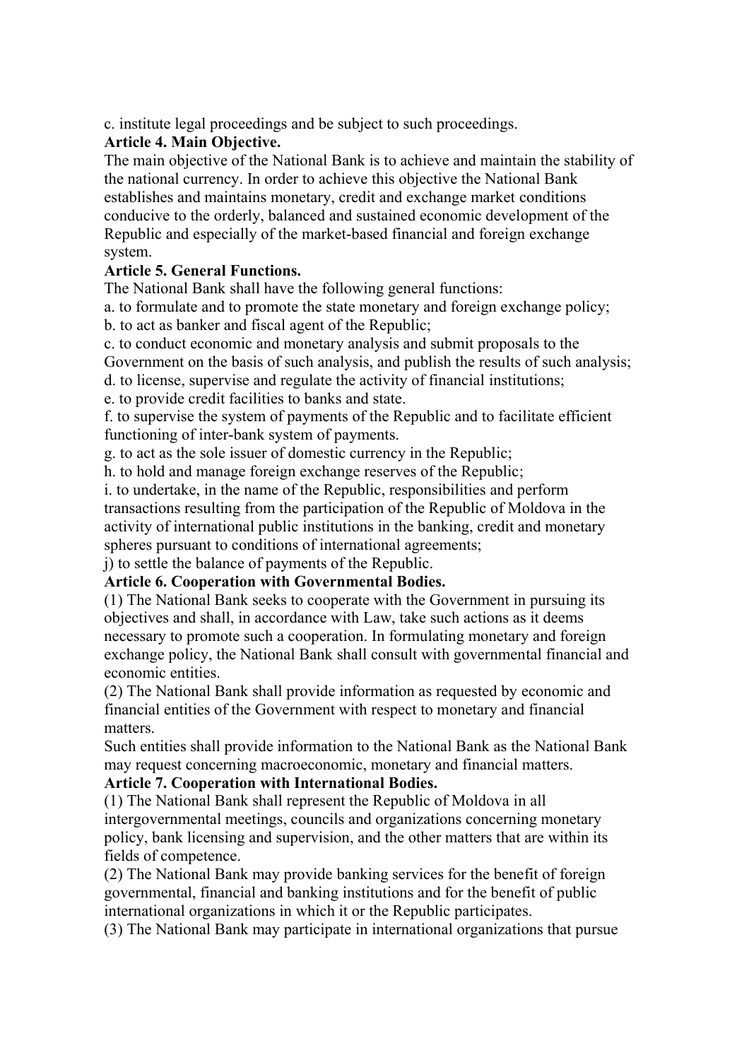c. institute legal proceedings and be subject to such proceedings.

**Article 4. Main Objective.**

The main objective of the National Bank is to achieve and maintain the stability of the national currency. In order to achieve this objective the National Bank establishes and maintains monetary, credit and exchange market conditions conducive to the orderly, balanced and sustained economic development of the Republic and especially of the market-based financial and foreign exchange system.

**Article 5. General Functions.**

The National Bank shall have the following general functions:

a. to formulate and to promote the state monetary and foreign exchange policy;

b. to act as banker and fiscal agent of the Republic;

c. to conduct economic and monetary analysis and submit proposals to the Government on the basis of such analysis, and publish the results of such analysis;

d. to license, supervise and regulate the activity of financial institutions;

e. to provide credit facilities to banks and state.

f. to supervise the system of payments of the Republic and to facilitate efficient functioning of inter-bank system of payments.

g. to act as the sole issuer of domestic currency in the Republic;

h. to hold and manage foreign exchange reserves of the Republic;

i. to undertake, in the name of the Republic, responsibilities and perform transactions resulting from the participation of the Republic of Moldova in the activity of international public institutions in the banking, credit and monetary spheres pursuant to conditions of international agreements;

j) to settle the balance of payments of the Republic.

**Article 6. Cooperation with Governmental Bodies.**

(1) The National Bank seeks to cooperate with the Government in pursuing its objectives and shall, in accordance with Law, take such actions as it deems necessary to promote such a cooperation. In formulating monetary and foreign exchange policy, the National Bank shall consult with governmental financial and economic entities.

(2) The National Bank shall provide information as requested by economic and financial entities of the Government with respect to monetary and financial matters.

Such entities shall provide information to the National Bank as the National Bank may request concerning macroeconomic, monetary and financial matters.

**Article 7. Cooperation with International Bodies.**

(1) The National Bank shall represent the Republic of Moldova in all intergovernmental meetings, councils and organizations concerning monetary policy, bank licensing and supervision, and the other matters that are within its fields of competence.

(2) The National Bank may provide banking services for the benefit of foreign governmental, financial and banking institutions and for the benefit of public international organizations in which it or the Republic participates.

(3) The National Bank may participate in international organizations that pursue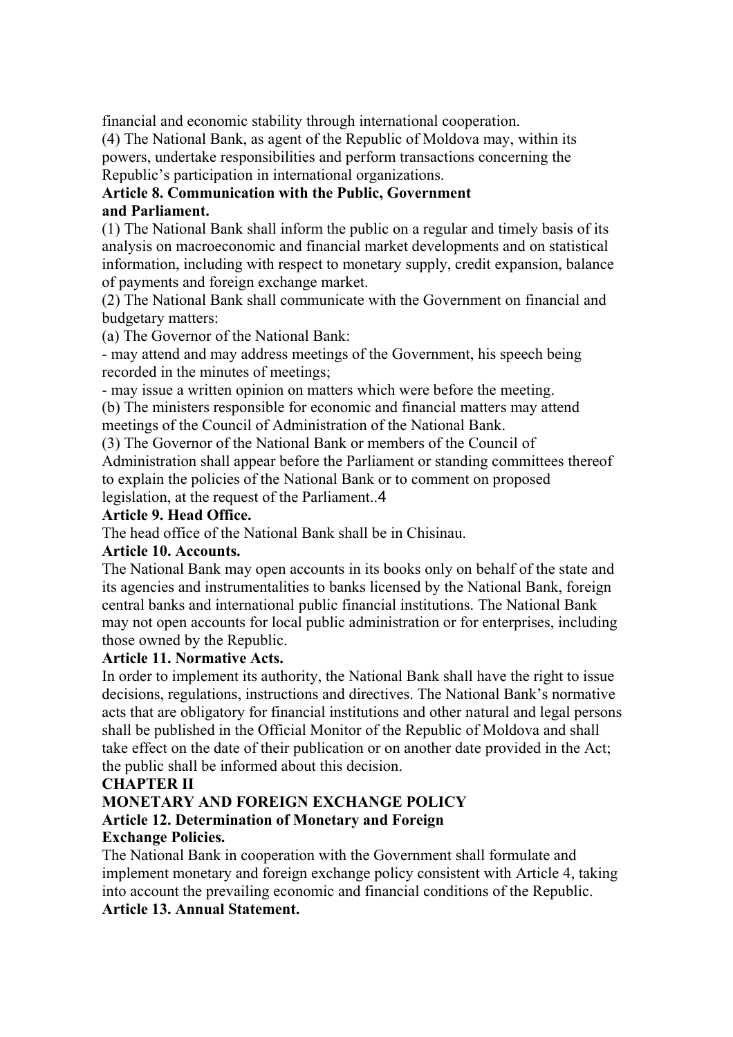financial and economic stability through international cooperation.

(4) The National Bank, as agent of the Republic of Moldova may, within its powers, undertake responsibilities and perform transactions concerning the Republic's participation in international organizations.

**Article 8. Communication with the Public, Government and Parliament.**

(1) The National Bank shall inform the public on a regular and timely basis of its analysis on macroeconomic and financial market developments and on statistical information, including with respect to monetary supply, credit expansion, balance of payments and foreign exchange market.

(2) The National Bank shall communicate with the Government on financial and budgetary matters:

(a) The Governor of the National Bank:

- may attend and may address meetings of the Government, his speech being recorded in the minutes of meetings;
- may issue a written opinion on matters which were before the meeting.

(b) The ministers responsible for economic and financial matters may attend meetings of the Council of Administration of the National Bank.

(3) The Governor of the National Bank or members of the Council of Administration shall appear before the Parliament or standing committees thereof to explain the policies of the National Bank or to comment on proposed legislation, at the request of the Parliament..4

**Article 9. Head Office.**

The head office of the National Bank shall be in Chisinau.

**Article 10. Accounts.**

The National Bank may open accounts in its books only on behalf of the state and its agencies and instrumentalities to banks licensed by the National Bank, foreign central banks and international public financial institutions. The National Bank may not open accounts for local public administration or for enterprises, including those owned by the Republic.

**Article 11. Normative Acts.**

In order to implement its authority, the National Bank shall have the right to issue decisions, regulations, instructions and directives. The National Bank's normative acts that are obligatory for financial institutions and other natural and legal persons shall be published in the Official Monitor of the Republic of Moldova and shall take effect on the date of their publication or on another date provided in the Act; the public shall be informed about this decision.

## CHAPTER II

## MONETARY AND FOREIGN EXCHANGE POLICY

**Article 12. Determination of Monetary and Foreign Exchange Policies.**

The National Bank in cooperation with the Government shall formulate and implement monetary and foreign exchange policy consistent with Article 4, taking into account the prevailing economic and financial conditions of the Republic.

**Article 13. Annual Statement.**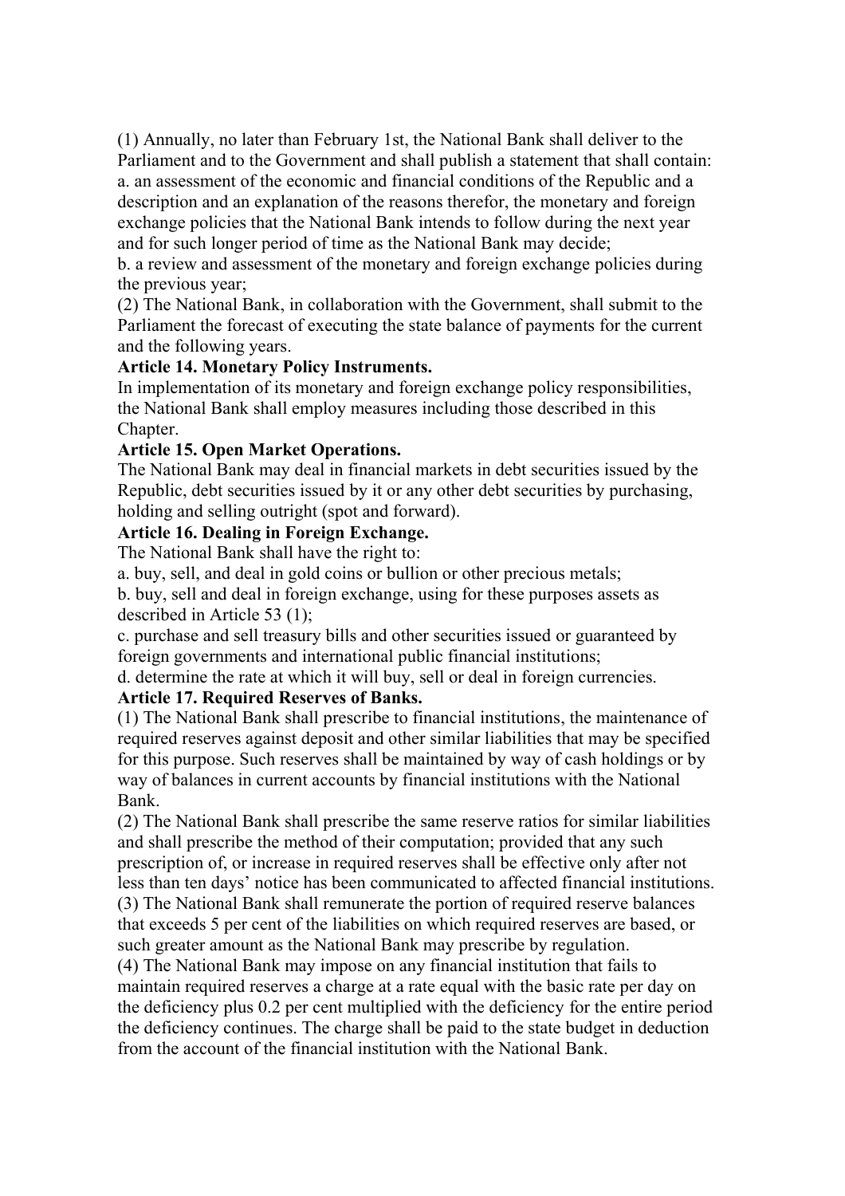(1) Annually, no later than February 1st, the National Bank shall deliver to the Parliament and to the Government and shall publish a statement that shall contain:

a. an assessment of the economic and financial conditions of the Republic and a description and an explanation of the reasons therefor, the monetary and foreign exchange policies that the National Bank intends to follow during the next year and for such longer period of time as the National Bank may decide;

b. a review and assessment of the monetary and foreign exchange policies during the previous year;

(2) The National Bank, in collaboration with the Government, shall submit to the Parliament the forecast of executing the state balance of payments for the current and the following years.

**Article 14. Monetary Policy Instruments.**

In implementation of its monetary and foreign exchange policy responsibilities, the National Bank shall employ measures including those described in this Chapter.

**Article 15. Open Market Operations.**

The National Bank may deal in financial markets in debt securities issued by the Republic, debt securities issued by it or any other debt securities by purchasing, holding and selling outright (spot and forward).

**Article 16. Dealing in Foreign Exchange.**

The National Bank shall have the right to:

a. buy, sell, and deal in gold coins or bullion or other precious metals;

b. buy, sell and deal in foreign exchange, using for these purposes assets as described in Article 53 (1);

c. purchase and sell treasury bills and other securities issued or guaranteed by foreign governments and international public financial institutions;

d. determine the rate at which it will buy, sell or deal in foreign currencies.

**Article 17. Required Reserves of Banks.**

(1) The National Bank shall prescribe to financial institutions, the maintenance of required reserves against deposit and other similar liabilities that may be specified for this purpose. Such reserves shall be maintained by way of cash holdings or by way of balances in current accounts by financial institutions with the National Bank.

(2) The National Bank shall prescribe the same reserve ratios for similar liabilities and shall prescribe the method of their computation; provided that any such prescription of, or increase in required reserves shall be effective only after not less than ten days' notice has been communicated to affected financial institutions.

(3) The National Bank shall remunerate the portion of required reserve balances that exceeds 5 per cent of the liabilities on which required reserves are based, or such greater amount as the National Bank may prescribe by regulation.

(4) The National Bank may impose on any financial institution that fails to maintain required reserves a charge at a rate equal with the basic rate per day on the deficiency plus 0.2 per cent multiplied with the deficiency for the entire period the deficiency continues. The charge shall be paid to the state budget in deduction from the account of the financial institution with the National Bank.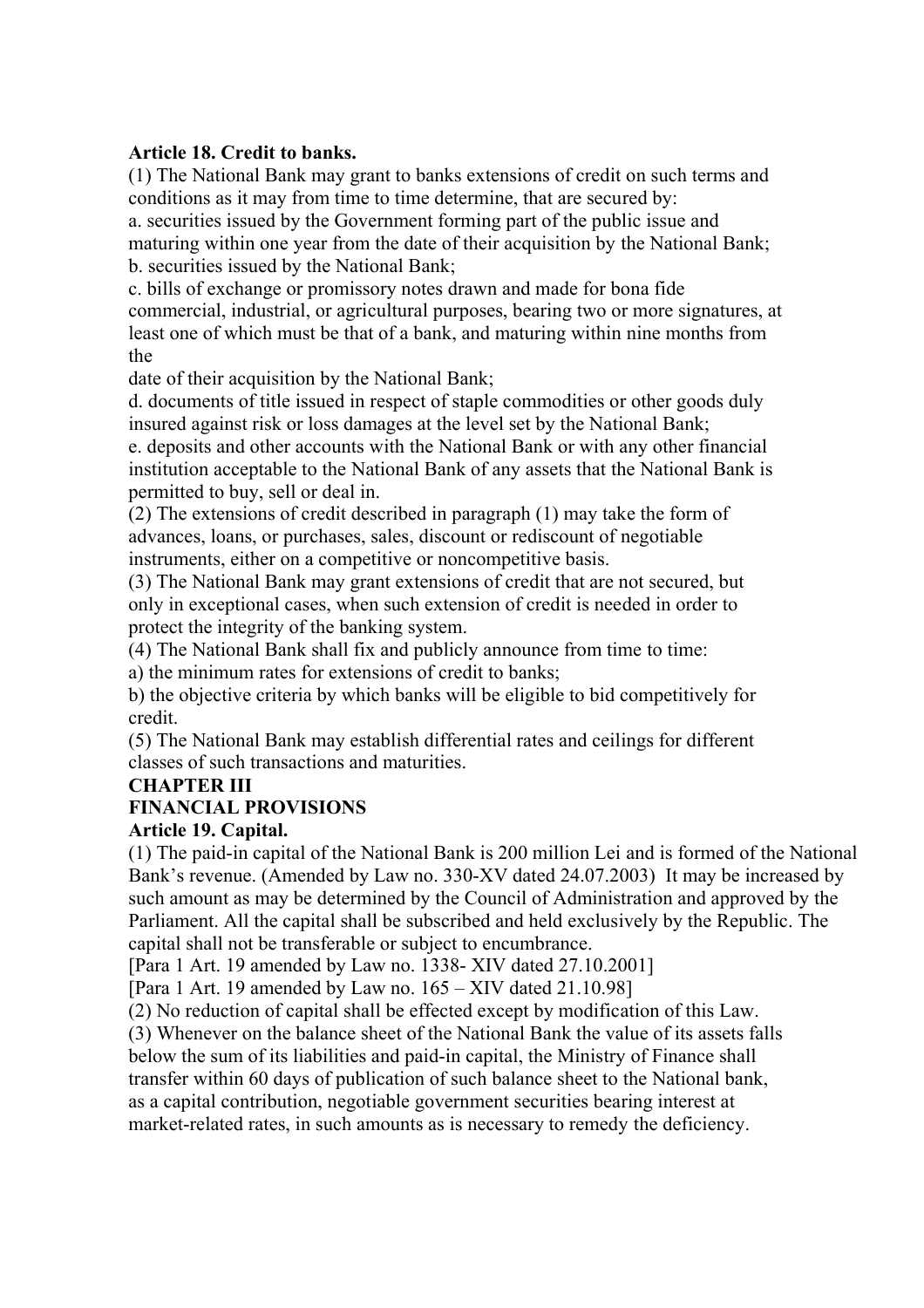**Article 18. Credit to banks.**

(1) The National Bank may grant to banks extensions of credit on such terms and conditions as it may from time to time determine, that are secured by:

a. securities issued by the Government forming part of the public issue and maturing within one year from the date of their acquisition by the National Bank;

b. securities issued by the National Bank;

c. bills of exchange or promissory notes drawn and made for bona fide commercial, industrial, or agricultural purposes, bearing two or more signatures, at least one of which must be that of a bank, and maturing within nine months from the date of their acquisition by the National Bank;

d. documents of title issued in respect of staple commodities or other goods duly insured against risk or loss damages at the level set by the National Bank;

e. deposits and other accounts with the National Bank or with any other financial institution acceptable to the National Bank of any assets that the National Bank is permitted to buy, sell or deal in.

(2) The extensions of credit described in paragraph (1) may take the form of advances, loans, or purchases, sales, discount or rediscount of negotiable instruments, either on a competitive or noncompetitive basis.

(3) The National Bank may grant extensions of credit that are not secured, but only in exceptional cases, when such extension of credit is needed in order to protect the integrity of the banking system.

(4) The National Bank shall fix and publicly announce from time to time:

a) the minimum rates for extensions of credit to banks;

b) the objective criteria by which banks will be eligible to bid competitively for credit.

(5) The National Bank may establish differential rates and ceilings for different classes of such transactions and maturities.

**CHAPTER III**

**FINANCIAL PROVISIONS**

**Article 19. Capital.**

(1) The paid-in capital of the National Bank is 200 million Lei and is formed of the National Bank's revenue. (Amended by Law no. 330-XV dated 24.07.2003) It may be increased by such amount as may be determined by the Council of Administration and approved by the Parliament. All the capital shall be subscribed and held exclusively by the Republic. The capital shall not be transferable or subject to encumbrance.

[Para 1 Art. 19 amended by Law no. 1338- XIV dated 27.10.2001]

[Para 1 Art. 19 amended by Law no. 165 – XIV dated 21.10.98]

(2) No reduction of capital shall be effected except by modification of this Law.

(3) Whenever on the balance sheet of the National Bank the value of its assets falls below the sum of its liabilities and paid-in capital, the Ministry of Finance shall transfer within 60 days of publication of such balance sheet to the National bank, as a capital contribution, negotiable government securities bearing interest at market-related rates, in such amounts as is necessary to remedy the deficiency.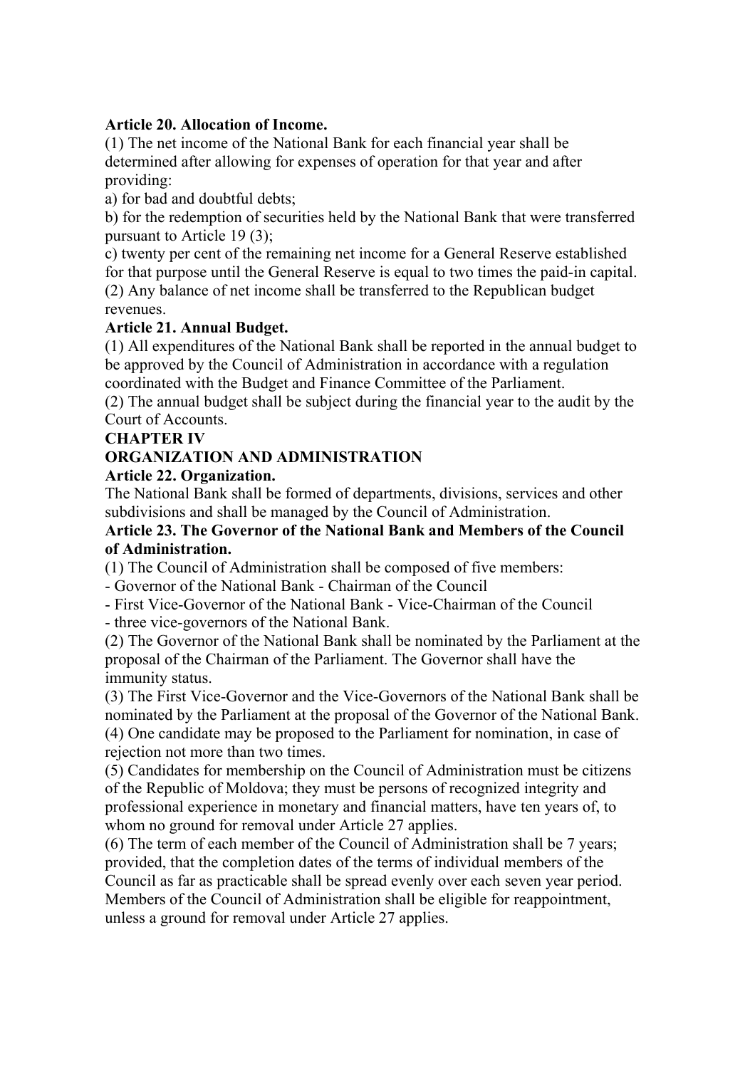**Article 20. Allocation of Income.**

(1) The net income of the National Bank for each financial year shall be determined after allowing for expenses of operation for that year and after providing:

a) for bad and doubtful debts;

b) for the redemption of securities held by the National Bank that were transferred pursuant to Article 19 (3);

c) twenty per cent of the remaining net income for a General Reserve established for that purpose until the General Reserve is equal to two times the paid-in capital.

(2) Any balance of net income shall be transferred to the Republican budget revenues.

**Article 21. Annual Budget.**

(1) All expenditures of the National Bank shall be reported in the annual budget to be approved by the Council of Administration in accordance with a regulation coordinated with the Budget and Finance Committee of the Parliament.

(2) The annual budget shall be subject during the financial year to the audit by the Court of Accounts.

**CHAPTER IV**

**ORGANIZATION AND ADMINISTRATION**

**Article 22. Organization.**

The National Bank shall be formed of departments, divisions, services and other subdivisions and shall be managed by the Council of Administration.

**Article 23. The Governor of the National Bank and Members of the Council of Administration.**

(1) The Council of Administration shall be composed of five members:

- Governor of the National Bank - Chairman of the Council
- First Vice-Governor of the National Bank - Vice-Chairman of the Council
- three vice-governors of the National Bank.

(2) The Governor of the National Bank shall be nominated by the Parliament at the proposal of the Chairman of the Parliament. The Governor shall have the immunity status.

(3) The First Vice-Governor and the Vice-Governors of the National Bank shall be nominated by the Parliament at the proposal of the Governor of the National Bank.

(4) One candidate may be proposed to the Parliament for nomination, in case of rejection not more than two times.

(5) Candidates for membership on the Council of Administration must be citizens of the Republic of Moldova; they must be persons of recognized integrity and professional experience in monetary and financial matters, have ten years of, to whom no ground for removal under Article 27 applies.

(6) The term of each member of the Council of Administration shall be 7 years; provided, that the completion dates of the terms of individual members of the Council as far as practicable shall be spread evenly over each seven year period. Members of the Council of Administration shall be eligible for reappointment, unless a ground for removal under Article 27 applies.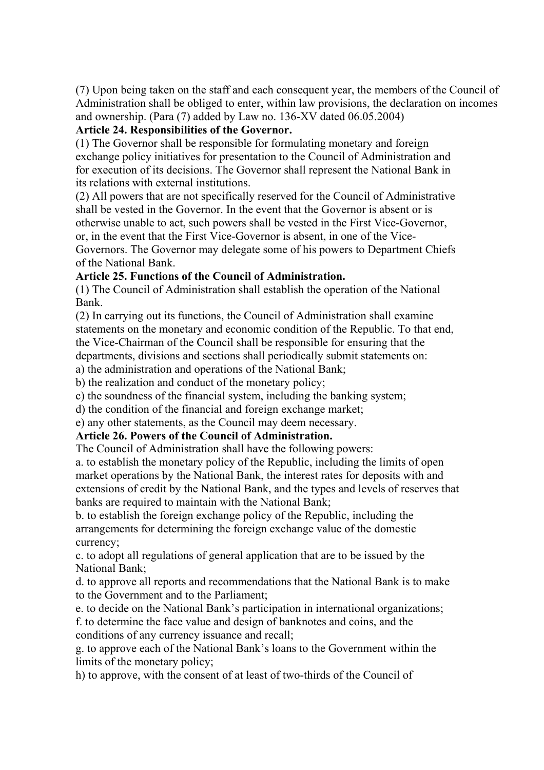(7) Upon being taken on the staff and each consequent year, the members of the Council of Administration shall be obliged to enter, within law provisions, the declaration on incomes and ownership. (Para (7) added by Law no. 136-XV dated 06.05.2004)

**Article 24. Responsibilities of the Governor.**

(1) The Governor shall be responsible for formulating monetary and foreign exchange policy initiatives for presentation to the Council of Administration and for execution of its decisions. The Governor shall represent the National Bank in its relations with external institutions.

(2) All powers that are not specifically reserved for the Council of Administrative shall be vested in the Governor. In the event that the Governor is absent or is otherwise unable to act, such powers shall be vested in the First Vice-Governor, or, in the event that the First Vice-Governor is absent, in one of the Vice-Governors. The Governor may delegate some of his powers to Department Chiefs of the National Bank.

**Article 25. Functions of the Council of Administration.**

(1) The Council of Administration shall establish the operation of the National Bank.

(2) In carrying out its functions, the Council of Administration shall examine statements on the monetary and economic condition of the Republic. To that end, the Vice-Chairman of the Council shall be responsible for ensuring that the departments, divisions and sections shall periodically submit statements on:

a) the administration and operations of the National Bank;

b) the realization and conduct of the monetary policy;

c) the soundness of the financial system, including the banking system;

d) the condition of the financial and foreign exchange market;

e) any other statements, as the Council may deem necessary.

**Article 26. Powers of the Council of Administration.**

The Council of Administration shall have the following powers:

a. to establish the monetary policy of the Republic, including the limits of open market operations by the National Bank, the interest rates for deposits with and extensions of credit by the National Bank, and the types and levels of reserves that banks are required to maintain with the National Bank;

b. to establish the foreign exchange policy of the Republic, including the arrangements for determining the foreign exchange value of the domestic currency;

c. to adopt all regulations of general application that are to be issued by the National Bank;

d. to approve all reports and recommendations that the National Bank is to make to the Government and to the Parliament;

e. to decide on the National Bank's participation in international organizations;

f. to determine the face value and design of banknotes and coins, and the conditions of any currency issuance and recall;

g. to approve each of the National Bank's loans to the Government within the limits of the monetary policy;

h) to approve, with the consent of at least of two-thirds of the Council of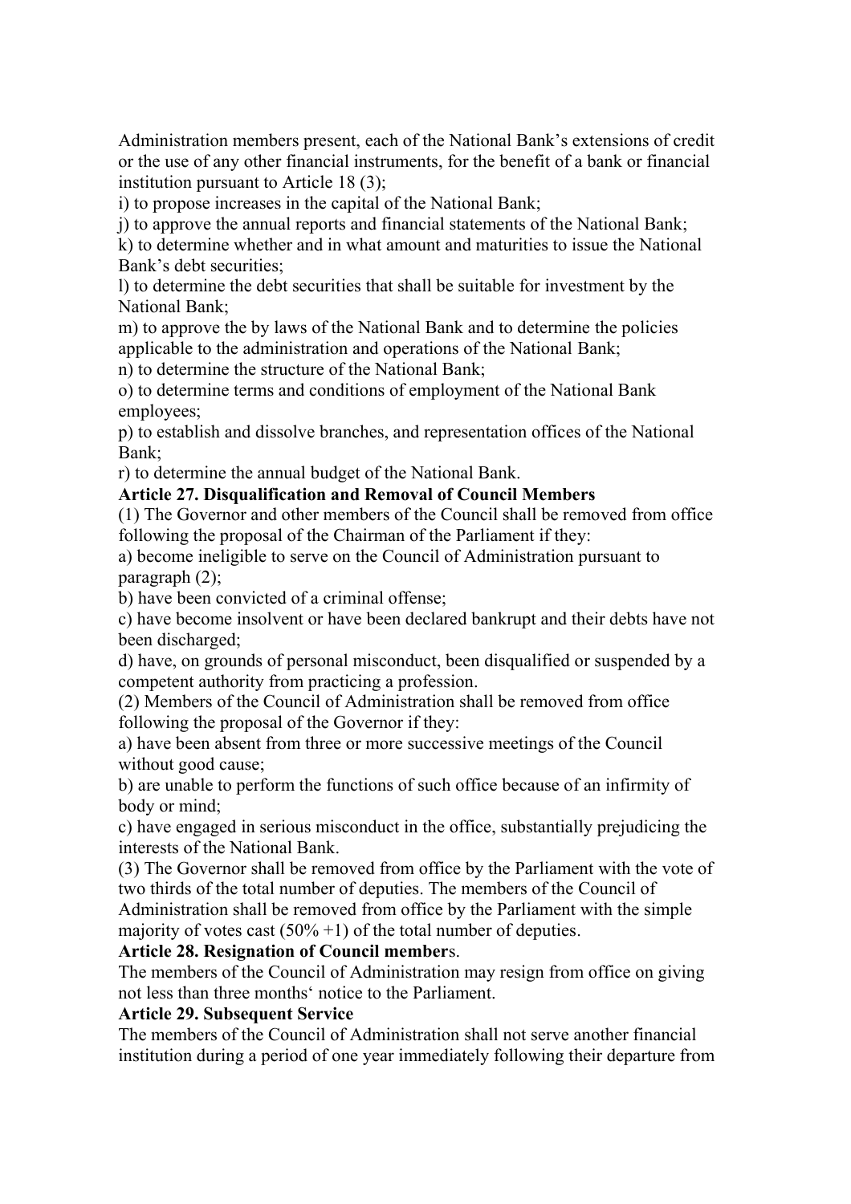Administration members present, each of the National Bank's extensions of credit or the use of any other financial instruments, for the benefit of a bank or financial institution pursuant to Article 18 (3);

i) to propose increases in the capital of the National Bank;

j) to approve the annual reports and financial statements of the National Bank;

k) to determine whether and in what amount and maturities to issue the National Bank's debt securities;

l) to determine the debt securities that shall be suitable for investment by the National Bank;

m) to approve the by laws of the National Bank and to determine the policies applicable to the administration and operations of the National Bank;

n) to determine the structure of the National Bank;

o) to determine terms and conditions of employment of the National Bank employees;

p) to establish and dissolve branches, and representation offices of the National Bank;

r) to determine the annual budget of the National Bank.

**Article 27. Disqualification and Removal of Council Members**

(1) The Governor and other members of the Council shall be removed from office following the proposal of the Chairman of the Parliament if they:

a) become ineligible to serve on the Council of Administration pursuant to paragraph (2);

b) have been convicted of a criminal offense;

c) have become insolvent or have been declared bankrupt and their debts have not been discharged;

d) have, on grounds of personal misconduct, been disqualified or suspended by a competent authority from practicing a profession.

(2) Members of the Council of Administration shall be removed from office following the proposal of the Governor if they:

a) have been absent from three or more successive meetings of the Council without good cause;

b) are unable to perform the functions of such office because of an infirmity of body or mind;

c) have engaged in serious misconduct in the office, substantially prejudicing the interests of the National Bank.

(3) The Governor shall be removed from office by the Parliament with the vote of two thirds of the total number of deputies. The members of the Council of Administration shall be removed from office by the Parliament with the simple majority of votes cast (50% +1) of the total number of deputies.

**Article 28. Resignation of Council member**s.

The members of the Council of Administration may resign from office on giving not less than three months' notice to the Parliament.

**Article 29. Subsequent Service**

The members of the Council of Administration shall not serve another financial institution during a period of one year immediately following their departure from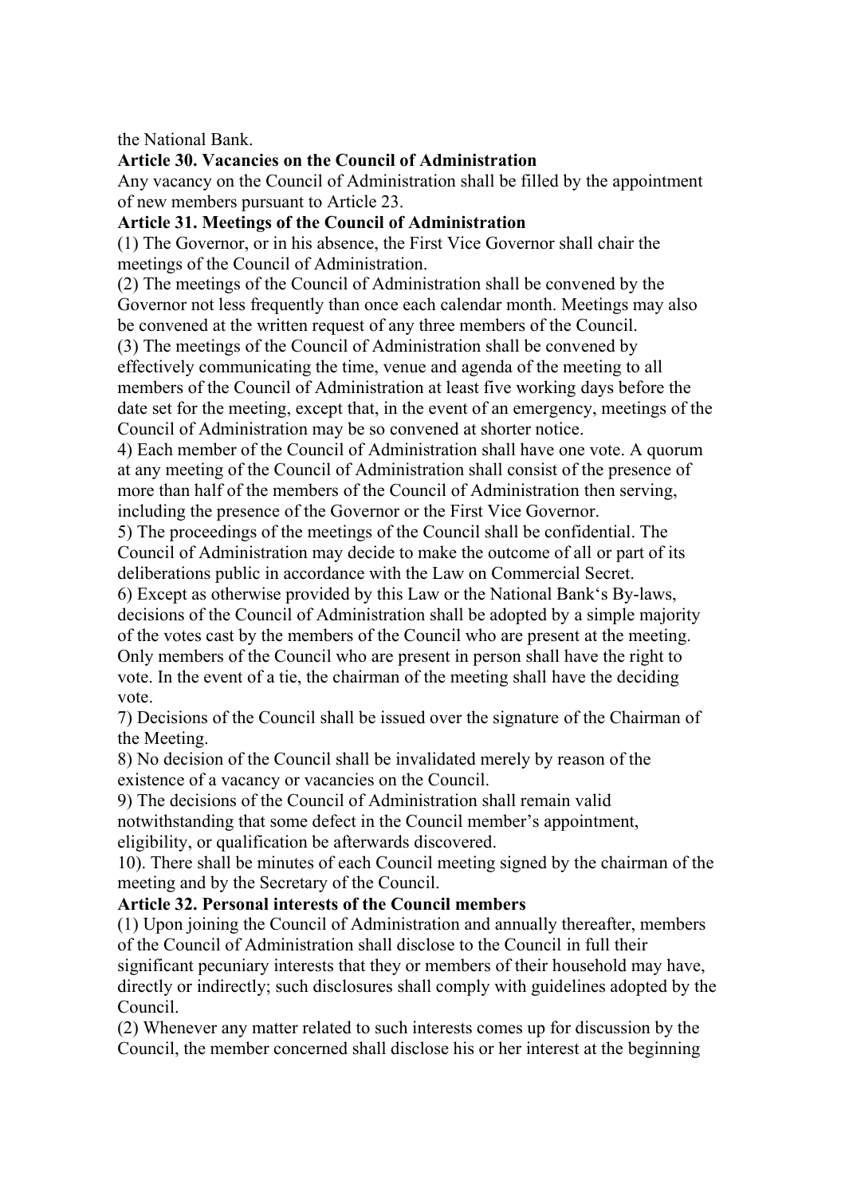the National Bank.

**Article 30. Vacancies on the Council of Administration**

Any vacancy on the Council of Administration shall be filled by the appointment of new members pursuant to Article 23.

**Article 31. Meetings of the Council of Administration**

(1) The Governor, or in his absence, the First Vice Governor shall chair the meetings of the Council of Administration.

(2) The meetings of the Council of Administration shall be convened by the Governor not less frequently than once each calendar month. Meetings may also be convened at the written request of any three members of the Council.

(3) The meetings of the Council of Administration shall be convened by effectively communicating the time, venue and agenda of the meeting to all members of the Council of Administration at least five working days before the date set for the meeting, except that, in the event of an emergency, meetings of the Council of Administration may be so convened at shorter notice.

4) Each member of the Council of Administration shall have one vote. A quorum at any meeting of the Council of Administration shall consist of the presence of more than half of the members of the Council of Administration then serving, including the presence of the Governor or the First Vice Governor.

5) The proceedings of the meetings of the Council shall be confidential. The Council of Administration may decide to make the outcome of all or part of its deliberations public in accordance with the Law on Commercial Secret.

6) Except as otherwise provided by this Law or the National Bank's By-laws, decisions of the Council of Administration shall be adopted by a simple majority of the votes cast by the members of the Council who are present at the meeting. Only members of the Council who are present in person shall have the right to vote. In the event of a tie, the chairman of the meeting shall have the deciding vote.

7) Decisions of the Council shall be issued over the signature of the Chairman of the Meeting.

8) No decision of the Council shall be invalidated merely by reason of the existence of a vacancy or vacancies on the Council.

9) The decisions of the Council of Administration shall remain valid notwithstanding that some defect in the Council member's appointment, eligibility, or qualification be afterwards discovered.

10). There shall be minutes of each Council meeting signed by the chairman of the meeting and by the Secretary of the Council.

**Article 32. Personal interests of the Council members**

(1) Upon joining the Council of Administration and annually thereafter, members of the Council of Administration shall disclose to the Council in full their significant pecuniary interests that they or members of their household may have, directly or indirectly; such disclosures shall comply with guidelines adopted by the Council.

(2) Whenever any matter related to such interests comes up for discussion by the Council, the member concerned shall disclose his or her interest at the beginning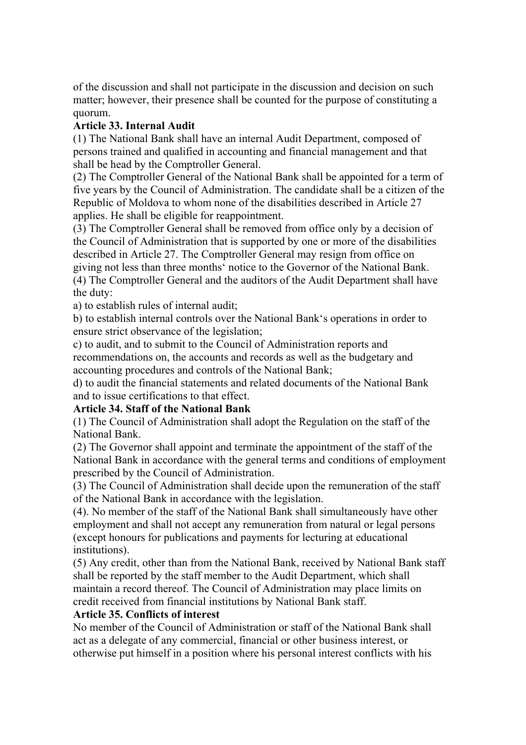of the discussion and shall not participate in the discussion and decision on such matter; however, their presence shall be counted for the purpose of constituting a quorum.

**Article 33. Internal Audit**

(1) The National Bank shall have an internal Audit Department, composed of persons trained and qualified in accounting and financial management and that shall be head by the Comptroller General.

(2) The Comptroller General of the National Bank shall be appointed for a term of five years by the Council of Administration. The candidate shall be a citizen of the Republic of Moldova to whom none of the disabilities described in Article 27 applies. He shall be eligible for reappointment.

(3) The Comptroller General shall be removed from office only by a decision of the Council of Administration that is supported by one or more of the disabilities described in Article 27. The Comptroller General may resign from office on giving not less than three months' notice to the Governor of the National Bank.

(4) The Comptroller General and the auditors of the Audit Department shall have the duty:

a) to establish rules of internal audit;

b) to establish internal controls over the National Bank's operations in order to ensure strict observance of the legislation;

c) to audit, and to submit to the Council of Administration reports and recommendations on, the accounts and records as well as the budgetary and accounting procedures and controls of the National Bank;

d) to audit the financial statements and related documents of the National Bank and to issue certifications to that effect.

**Article 34. Staff of the National Bank**

(1) The Council of Administration shall adopt the Regulation on the staff of the National Bank.

(2) The Governor shall appoint and terminate the appointment of the staff of the National Bank in accordance with the general terms and conditions of employment prescribed by the Council of Administration.

(3) The Council of Administration shall decide upon the remuneration of the staff of the National Bank in accordance with the legislation.

(4). No member of the staff of the National Bank shall simultaneously have other employment and shall not accept any remuneration from natural or legal persons (except honours for publications and payments for lecturing at educational institutions).

(5) Any credit, other than from the National Bank, received by National Bank staff shall be reported by the staff member to the Audit Department, which shall maintain a record thereof. The Council of Administration may place limits on credit received from financial institutions by National Bank staff.

**Article 35. Conflicts of interest**

No member of the Council of Administration or staff of the National Bank shall act as a delegate of any commercial, financial or other business interest, or otherwise put himself in a position where his personal interest conflicts with his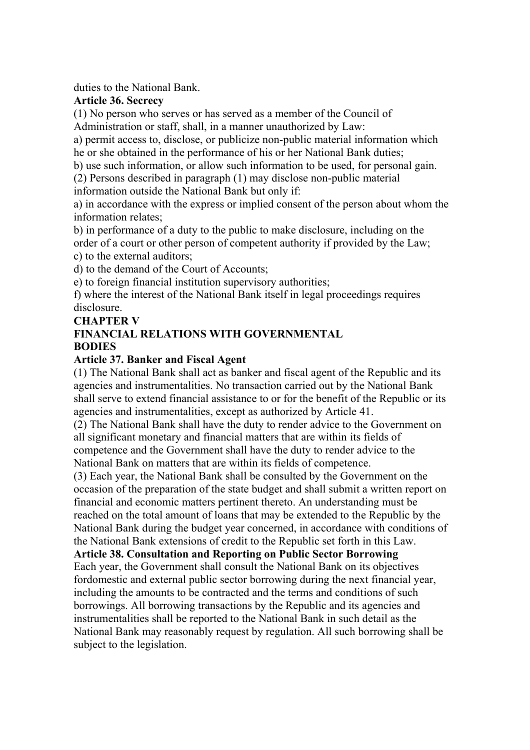duties to the National Bank.

**Article 36. Secrecy**

(1) No person who serves or has served as a member of the Council of Administration or staff, shall, in a manner unauthorized by Law:

a) permit access to, disclose, or publicize non-public material information which he or she obtained in the performance of his or her National Bank duties;

b) use such information, or allow such information to be used, for personal gain.

(2) Persons described in paragraph (1) may disclose non-public material information outside the National Bank but only if:

a) in accordance with the express or implied consent of the person about whom the information relates;

b) in performance of a duty to the public to make disclosure, including on the order of a court or other person of competent authority if provided by the Law;

c) to the external auditors;

d) to the demand of the Court of Accounts;

e) to foreign financial institution supervisory authorities;

f) where the interest of the National Bank itself in legal proceedings requires disclosure.

## CHAPTER V
## FINANCIAL RELATIONS WITH GOVERNMENTAL BODIES

**Article 37. Banker and Fiscal Agent**

(1) The National Bank shall act as banker and fiscal agent of the Republic and its agencies and instrumentalities. No transaction carried out by the National Bank shall serve to extend financial assistance to or for the benefit of the Republic or its agencies and instrumentalities, except as authorized by Article 41.

(2) The National Bank shall have the duty to render advice to the Government on all significant monetary and financial matters that are within its fields of competence and the Government shall have the duty to render advice to the National Bank on matters that are within its fields of competence.

(3) Each year, the National Bank shall be consulted by the Government on the occasion of the preparation of the state budget and shall submit a written report on financial and economic matters pertinent thereto. An understanding must be reached on the total amount of loans that may be extended to the Republic by the National Bank during the budget year concerned, in accordance with conditions of the National Bank extensions of credit to the Republic set forth in this Law.

**Article 38. Consultation and Reporting on Public Sector Borrowing**

Each year, the Government shall consult the National Bank on its objectives fordomestic and external public sector borrowing during the next financial year, including the amounts to be contracted and the terms and conditions of such borrowings. All borrowing transactions by the Republic and its agencies and instrumentalities shall be reported to the National Bank in such detail as the National Bank may reasonably request by regulation. All such borrowing shall be subject to the legislation.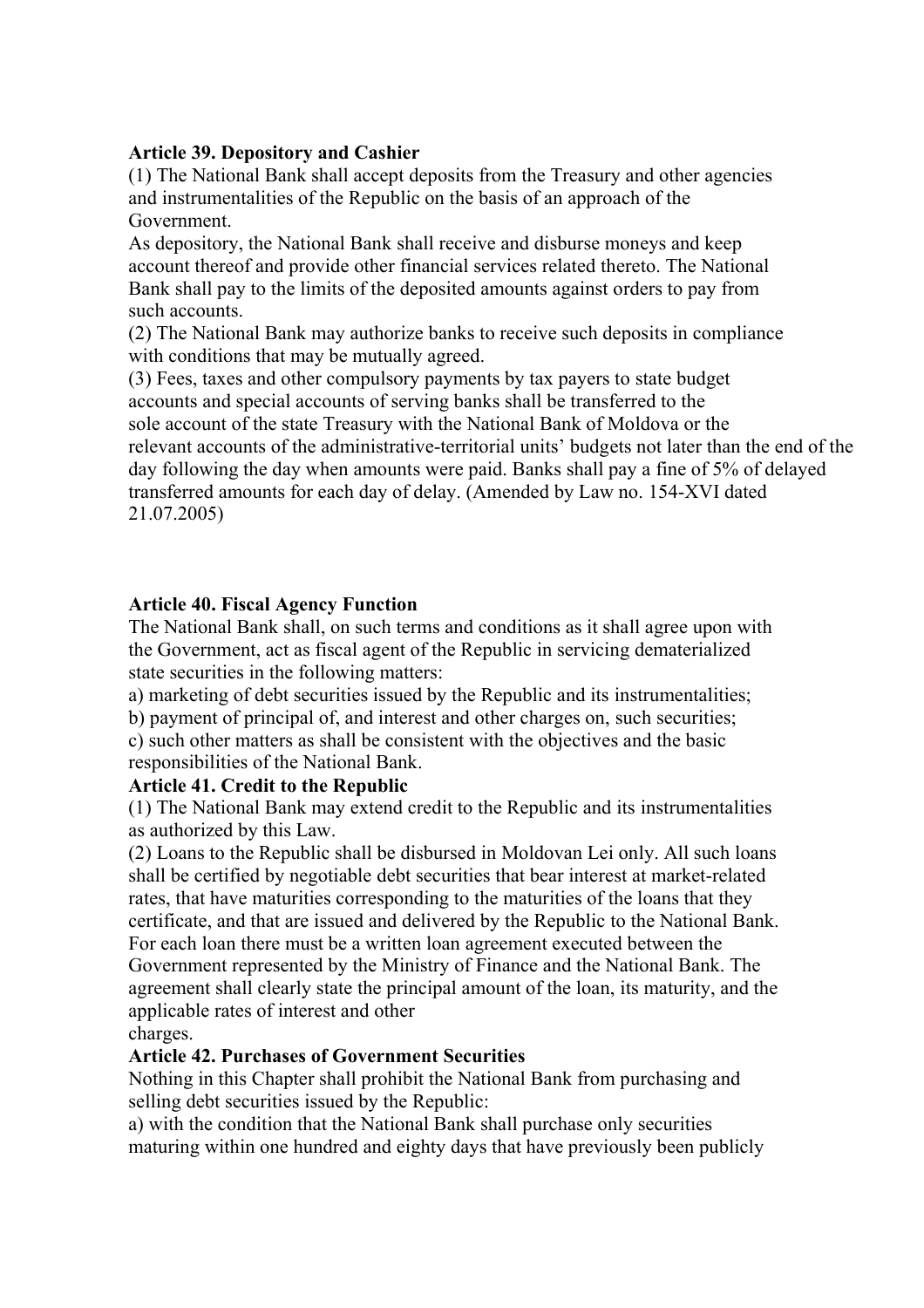**Article 39. Depository and Cashier**

(1) The National Bank shall accept deposits from the Treasury and other agencies and instrumentalities of the Republic on the basis of an approach of the Government.

As depository, the National Bank shall receive and disburse moneys and keep account thereof and provide other financial services related thereto. The National Bank shall pay to the limits of the deposited amounts against orders to pay from such accounts.

(2) The National Bank may authorize banks to receive such deposits in compliance with conditions that may be mutually agreed.

(3) Fees, taxes and other compulsory payments by tax payers to state budget accounts and special accounts of serving banks shall be transferred to the sole account of the state Treasury with the National Bank of Moldova or the relevant accounts of the administrative-territorial units' budgets not later than the end of the day following the day when amounts were paid. Banks shall pay a fine of 5% of delayed transferred amounts for each day of delay. (Amended by Law no. 154-XVI dated 21.07.2005)

**Article 40. Fiscal Agency Function**

The National Bank shall, on such terms and conditions as it shall agree upon with the Government, act as fiscal agent of the Republic in servicing dematerialized state securities in the following matters:

a) marketing of debt securities issued by the Republic and its instrumentalities;

b) payment of principal of, and interest and other charges on, such securities;

c) such other matters as shall be consistent with the objectives and the basic responsibilities of the National Bank.

**Article 41. Credit to the Republic**

(1) The National Bank may extend credit to the Republic and its instrumentalities as authorized by this Law.

(2) Loans to the Republic shall be disbursed in Moldovan Lei only. All such loans shall be certified by negotiable debt securities that bear interest at market-related rates, that have maturities corresponding to the maturities of the loans that they certificate, and that are issued and delivered by the Republic to the National Bank. For each loan there must be a written loan agreement executed between the Government represented by the Ministry of Finance and the National Bank. The agreement shall clearly state the principal amount of the loan, its maturity, and the applicable rates of interest and other charges.

**Article 42. Purchases of Government Securities**

Nothing in this Chapter shall prohibit the National Bank from purchasing and selling debt securities issued by the Republic:

a) with the condition that the National Bank shall purchase only securities maturing within one hundred and eighty days that have previously been publicly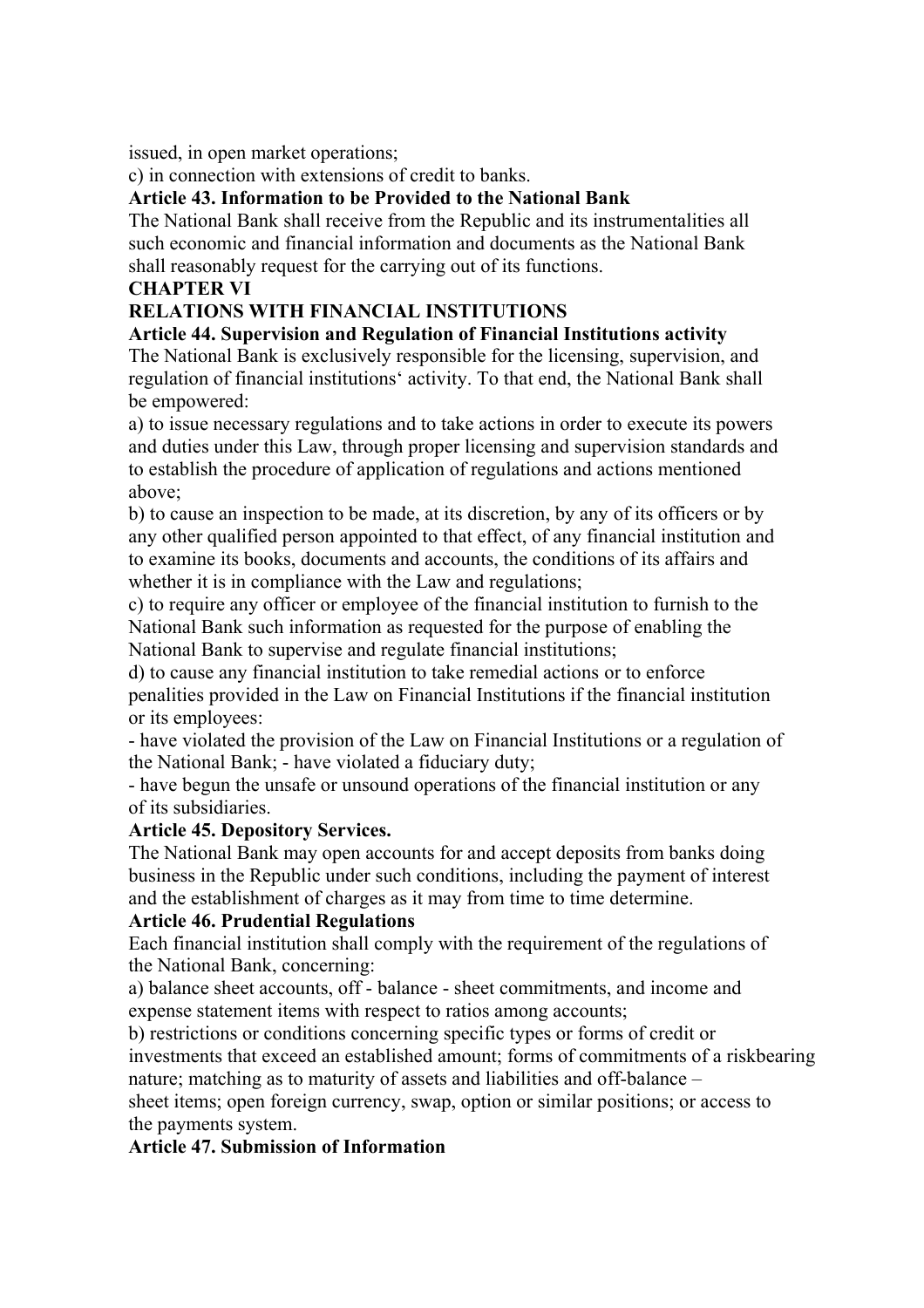issued, in open market operations;

c) in connection with extensions of credit to banks.

**Article 43. Information to be Provided to the National Bank**

The National Bank shall receive from the Republic and its instrumentalities all such economic and financial information and documents as the National Bank shall reasonably request for the carrying out of its functions.

## CHAPTER VI

## RELATIONS WITH FINANCIAL INSTITUTIONS

**Article 44. Supervision and Regulation of Financial Institutions activity**

The National Bank is exclusively responsible for the licensing, supervision, and regulation of financial institutions' activity. To that end, the National Bank shall be empowered:

a) to issue necessary regulations and to take actions in order to execute its powers and duties under this Law, through proper licensing and supervision standards and to establish the procedure of application of regulations and actions mentioned above;

b) to cause an inspection to be made, at its discretion, by any of its officers or by any other qualified person appointed to that effect, of any financial institution and to examine its books, documents and accounts, the conditions of its affairs and whether it is in compliance with the Law and regulations;

c) to require any officer or employee of the financial institution to furnish to the National Bank such information as requested for the purpose of enabling the National Bank to supervise and regulate financial institutions;

d) to cause any financial institution to take remedial actions or to enforce penalities provided in the Law on Financial Institutions if the financial institution or its employees:

- have violated the provision of the Law on Financial Institutions or a regulation of the National Bank; - have violated a fiduciary duty;
- have begun the unsafe or unsound operations of the financial institution or any of its subsidiaries.

**Article 45. Depository Services.**

The National Bank may open accounts for and accept deposits from banks doing business in the Republic under such conditions, including the payment of interest and the establishment of charges as it may from time to time determine.

**Article 46. Prudential Regulations**

Each financial institution shall comply with the requirement of the regulations of the National Bank, concerning:

a) balance sheet accounts, off - balance - sheet commitments, and income and expense statement items with respect to ratios among accounts;

b) restrictions or conditions concerning specific types or forms of credit or investments that exceed an established amount; forms of commitments of a riskbearing nature; matching as to maturity of assets and liabilities and off-balance – sheet items; open foreign currency, swap, option or similar positions; or access to the payments system.

**Article 47. Submission of Information**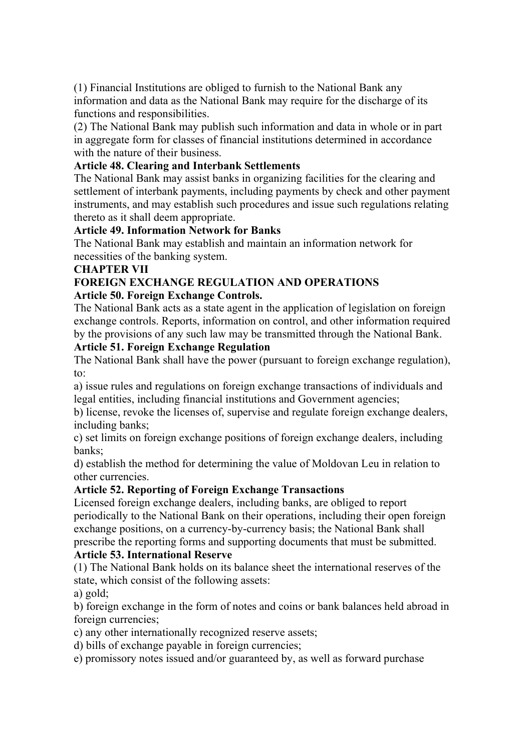(1) Financial Institutions are obliged to furnish to the National Bank any information and data as the National Bank may require for the discharge of its functions and responsibilities.

(2) The National Bank may publish such information and data in whole or in part in aggregate form for classes of financial institutions determined in accordance with the nature of their business.

**Article 48. Clearing and Interbank Settlements**

The National Bank may assist banks in organizing facilities for the clearing and settlement of interbank payments, including payments by check and other payment instruments, and may establish such procedures and issue such regulations relating thereto as it shall deem appropriate.

**Article 49. Information Network for Banks**

The National Bank may establish and maintain an information network for necessities of the banking system.

## CHAPTER VII

## FOREIGN EXCHANGE REGULATION AND OPERATIONS

**Article 50. Foreign Exchange Controls.**

The National Bank acts as a state agent in the application of legislation on foreign exchange controls. Reports, information on control, and other information required by the provisions of any such law may be transmitted through the National Bank.

**Article 51. Foreign Exchange Regulation**

The National Bank shall have the power (pursuant to foreign exchange regulation), to:

a) issue rules and regulations on foreign exchange transactions of individuals and legal entities, including financial institutions and Government agencies;

b) license, revoke the licenses of, supervise and regulate foreign exchange dealers, including banks;

c) set limits on foreign exchange positions of foreign exchange dealers, including banks;

d) establish the method for determining the value of Moldovan Leu in relation to other currencies.

**Article 52. Reporting of Foreign Exchange Transactions**

Licensed foreign exchange dealers, including banks, are obliged to report periodically to the National Bank on their operations, including their open foreign exchange positions, on a currency-by-currency basis; the National Bank shall prescribe the reporting forms and supporting documents that must be submitted.

**Article 53. International Reserve**

(1) The National Bank holds on its balance sheet the international reserves of the state, which consist of the following assets:

a) gold;

b) foreign exchange in the form of notes and coins or bank balances held abroad in foreign currencies;

c) any other internationally recognized reserve assets;

d) bills of exchange payable in foreign currencies;

e) promissory notes issued and/or guaranteed by, as well as forward purchase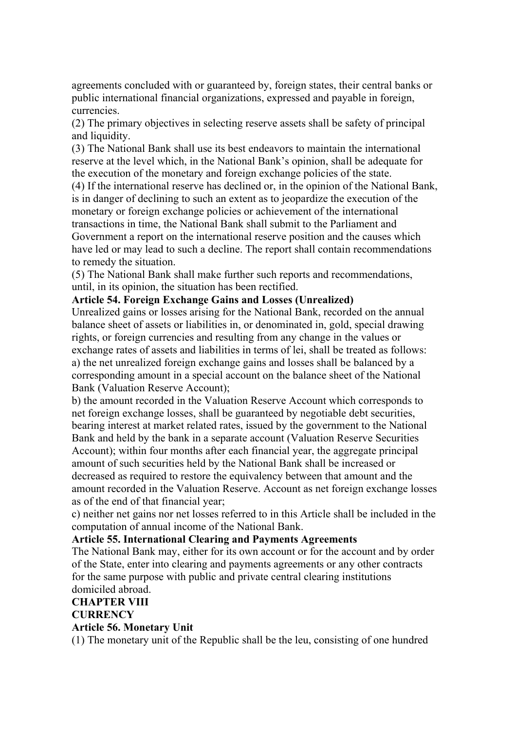agreements concluded with or guaranteed by, foreign states, their central banks or public international financial organizations, expressed and payable in foreign, currencies.

(2) The primary objectives in selecting reserve assets shall be safety of principal and liquidity.

(3) The National Bank shall use its best endeavors to maintain the international reserve at the level which, in the National Bank's opinion, shall be adequate for the execution of the monetary and foreign exchange policies of the state.

(4) If the international reserve has declined or, in the opinion of the National Bank, is in danger of declining to such an extent as to jeopardize the execution of the monetary or foreign exchange policies or achievement of the international transactions in time, the National Bank shall submit to the Parliament and Government a report on the international reserve position and the causes which have led or may lead to such a decline. The report shall contain recommendations to remedy the situation.

(5) The National Bank shall make further such reports and recommendations, until, in its opinion, the situation has been rectified.

**Article 54. Foreign Exchange Gains and Losses (Unrealized)**

Unrealized gains or losses arising for the National Bank, recorded on the annual balance sheet of assets or liabilities in, or denominated in, gold, special drawing rights, or foreign currencies and resulting from any change in the values or exchange rates of assets and liabilities in terms of lei, shall be treated as follows:

a) the net unrealized foreign exchange gains and losses shall be balanced by a corresponding amount in a special account on the balance sheet of the National Bank (Valuation Reserve Account);

b) the amount recorded in the Valuation Reserve Account which corresponds to net foreign exchange losses, shall be guaranteed by negotiable debt securities, bearing interest at market related rates, issued by the government to the National Bank and held by the bank in a separate account (Valuation Reserve Securities Account); within four months after each financial year, the aggregate principal amount of such securities held by the National Bank shall be increased or decreased as required to restore the equivalency between that amount and the amount recorded in the Valuation Reserve. Account as net foreign exchange losses as of the end of that financial year;

c) neither net gains nor net losses referred to in this Article shall be included in the computation of annual income of the National Bank.

**Article 55. International Clearing and Payments Agreements**

The National Bank may, either for its own account or for the account and by order of the State, enter into clearing and payments agreements or any other contracts for the same purpose with public and private central clearing institutions domiciled abroad.

## CHAPTER VIII

## CURRENCY

**Article 56. Monetary Unit**

(1) The monetary unit of the Republic shall be the leu, consisting of one hundred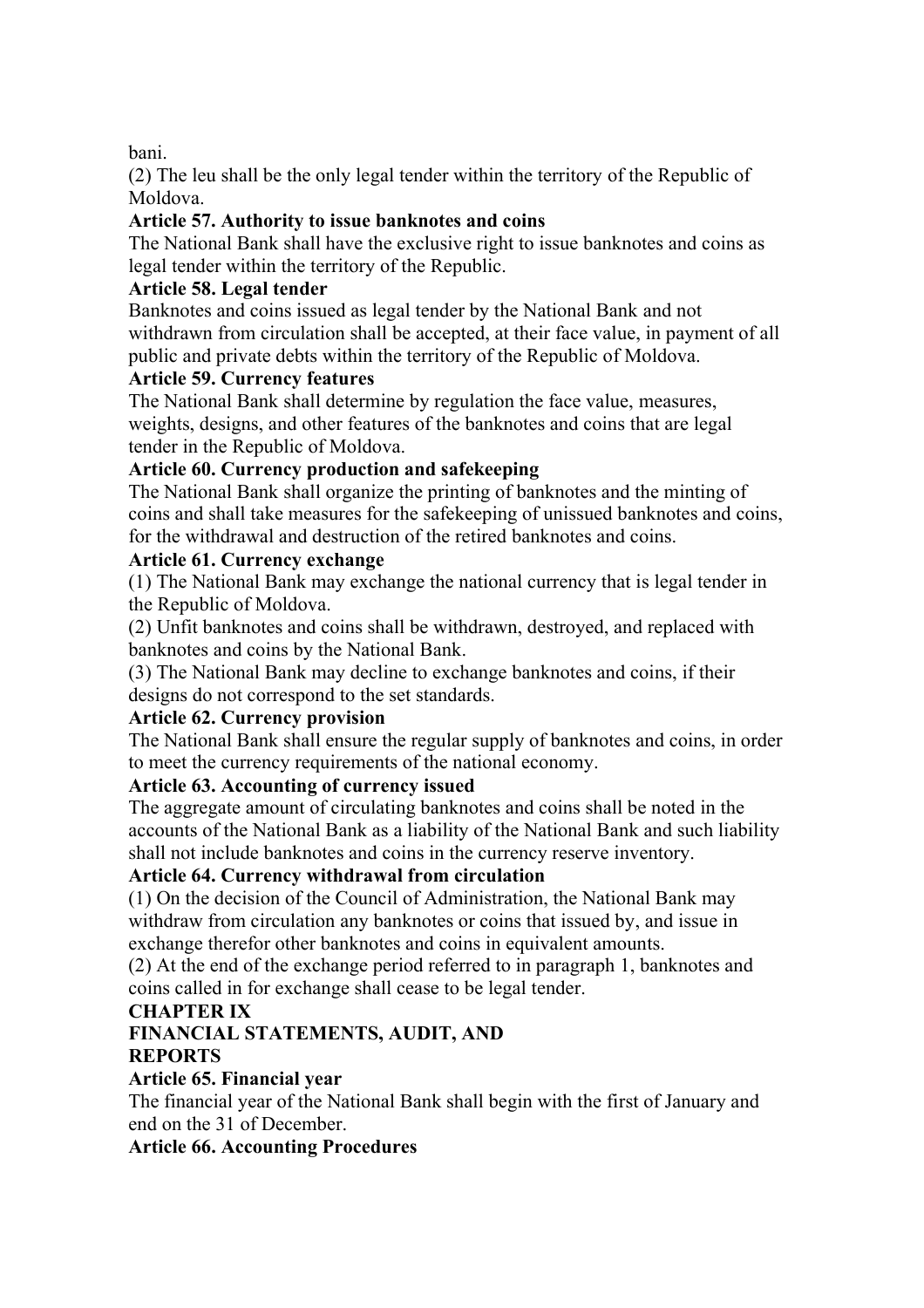bani.

(2) The leu shall be the only legal tender within the territory of the Republic of Moldova.

**Article 57. Authority to issue banknotes and coins**

The National Bank shall have the exclusive right to issue banknotes and coins as legal tender within the territory of the Republic.

**Article 58. Legal tender**

Banknotes and coins issued as legal tender by the National Bank and not withdrawn from circulation shall be accepted, at their face value, in payment of all public and private debts within the territory of the Republic of Moldova.

**Article 59. Currency features**

The National Bank shall determine by regulation the face value, measures, weights, designs, and other features of the banknotes and coins that are legal tender in the Republic of Moldova.

**Article 60. Currency production and safekeeping**

The National Bank shall organize the printing of banknotes and the minting of coins and shall take measures for the safekeeping of unissued banknotes and coins, for the withdrawal and destruction of the retired banknotes and coins.

**Article 61. Currency exchange**

(1) The National Bank may exchange the national currency that is legal tender in the Republic of Moldova.

(2) Unfit banknotes and coins shall be withdrawn, destroyed, and replaced with banknotes and coins by the National Bank.

(3) The National Bank may decline to exchange banknotes and coins, if their designs do not correspond to the set standards.

**Article 62. Currency provision**

The National Bank shall ensure the regular supply of banknotes and coins, in order to meet the currency requirements of the national economy.

**Article 63. Accounting of currency issued**

The aggregate amount of circulating banknotes and coins shall be noted in the accounts of the National Bank as a liability of the National Bank and such liability shall not include banknotes and coins in the currency reserve inventory.

**Article 64. Currency withdrawal from circulation**

(1) On the decision of the Council of Administration, the National Bank may withdraw from circulation any banknotes or coins that issued by, and issue in exchange therefor other banknotes and coins in equivalent amounts.

(2) At the end of the exchange period referred to in paragraph 1, banknotes and coins called in for exchange shall cease to be legal tender.

## CHAPTER IX
## FINANCIAL STATEMENTS, AUDIT, AND REPORTS

**Article 65. Financial year**

The financial year of the National Bank shall begin with the first of January and end on the 31 of December.

**Article 66. Accounting Procedures**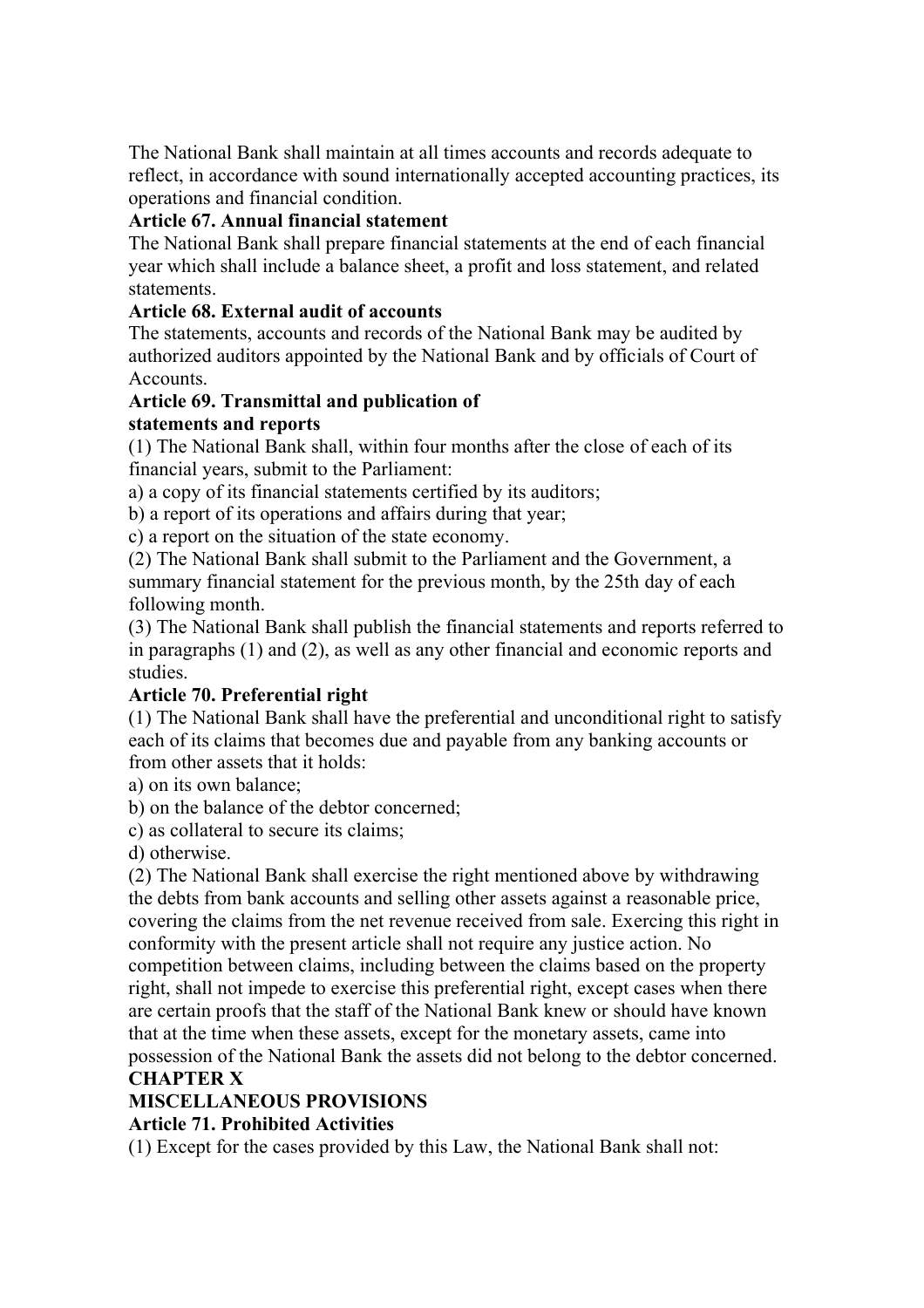The National Bank shall maintain at all times accounts and records adequate to reflect, in accordance with sound internationally accepted accounting practices, its operations and financial condition.

**Article 67. Annual financial statement**

The National Bank shall prepare financial statements at the end of each financial year which shall include a balance sheet, a profit and loss statement, and related statements.

**Article 68. External audit of accounts**

The statements, accounts and records of the National Bank may be audited by authorized auditors appointed by the National Bank and by officials of Court of Accounts.

**Article 69. Transmittal and publication of statements and reports**

(1) The National Bank shall, within four months after the close of each of its financial years, submit to the Parliament:

a) a copy of its financial statements certified by its auditors;

b) a report of its operations and affairs during that year;

c) a report on the situation of the state economy.

(2) The National Bank shall submit to the Parliament and the Government, a summary financial statement for the previous month, by the 25th day of each following month.

(3) The National Bank shall publish the financial statements and reports referred to in paragraphs (1) and (2), as well as any other financial and economic reports and studies.

**Article 70. Preferential right**

(1) The National Bank shall have the preferential and unconditional right to satisfy each of its claims that becomes due and payable from any banking accounts or from other assets that it holds:

a) on its own balance;

b) on the balance of the debtor concerned;

c) as collateral to secure its claims;

d) otherwise.

(2) The National Bank shall exercise the right mentioned above by withdrawing the debts from bank accounts and selling other assets against a reasonable price, covering the claims from the net revenue received from sale. Exercing this right in conformity with the present article shall not require any justice action. No competition between claims, including between the claims based on the property right, shall not impede to exercise this preferential right, except cases when there are certain proofs that the staff of the National Bank knew or should have known that at the time when these assets, except for the monetary assets, came into possession of the National Bank the assets did not belong to the debtor concerned.

## CHAPTER X
## MISCELLANEOUS PROVISIONS

**Article 71. Prohibited Activities**

(1) Except for the cases provided by this Law, the National Bank shall not: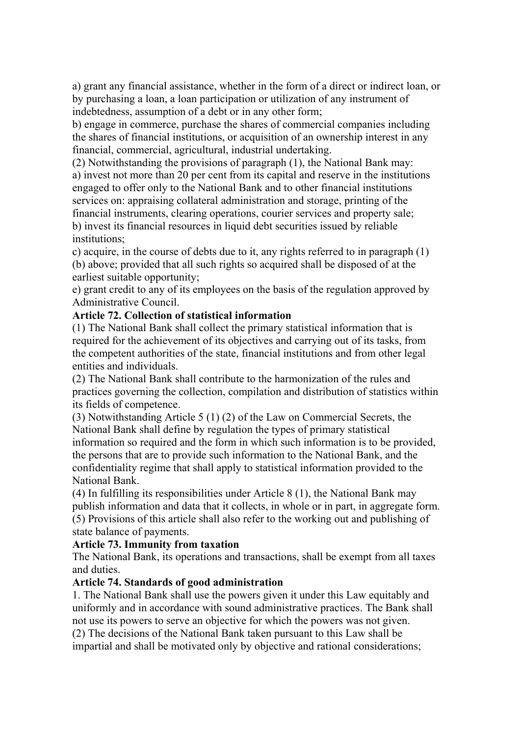a) grant any financial assistance, whether in the form of a direct or indirect loan, or by purchasing a loan, a loan participation or utilization of any instrument of indebtedness, assumption of a debt or in any other form;

b) engage in commerce, purchase the shares of commercial companies including the shares of financial institutions, or acquisition of an ownership interest in any financial, commercial, agricultural, industrial undertaking.

(2) Notwithstanding the provisions of paragraph (1), the National Bank may:

a) invest not more than 20 per cent from its capital and reserve in the institutions engaged to offer only to the National Bank and to other financial institutions services on: appraising collateral administration and storage, printing of the financial instruments, clearing operations, courier services and property sale;

b) invest its financial resources in liquid debt securities issued by reliable institutions;

c) acquire, in the course of debts due to it, any rights referred to in paragraph (1) (b) above; provided that all such rights so acquired shall be disposed of at the earliest suitable opportunity;

e) grant credit to any of its employees on the basis of the regulation approved by Administrative Council.

**Article 72. Collection of statistical information**

(1) The National Bank shall collect the primary statistical information that is required for the achievement of its objectives and carrying out of its tasks, from the competent authorities of the state, financial institutions and from other legal entities and individuals.

(2) The National Bank shall contribute to the harmonization of the rules and practices governing the collection, compilation and distribution of statistics within its fields of competence.

(3) Notwithstanding Article 5 (1) (2) of the Law on Commercial Secrets, the National Bank shall define by regulation the types of primary statistical information so required and the form in which such information is to be provided, the persons that are to provide such information to the National Bank, and the confidentiality regime that shall apply to statistical information provided to the National Bank.

(4) In fulfilling its responsibilities under Article 8 (1), the National Bank may publish information and data that it collects, in whole or in part, in aggregate form.

(5) Provisions of this article shall also refer to the working out and publishing of state balance of payments.

**Article 73. Immunity from taxation**

The National Bank, its operations and transactions, shall be exempt from all taxes and duties.

**Article 74. Standards of good administration**

1. The National Bank shall use the powers given it under this Law equitably and uniformly and in accordance with sound administrative practices. The Bank shall not use its powers to serve an objective for which the powers was not given.

(2) The decisions of the National Bank taken pursuant to this Law shall be impartial and shall be motivated only by objective and rational considerations;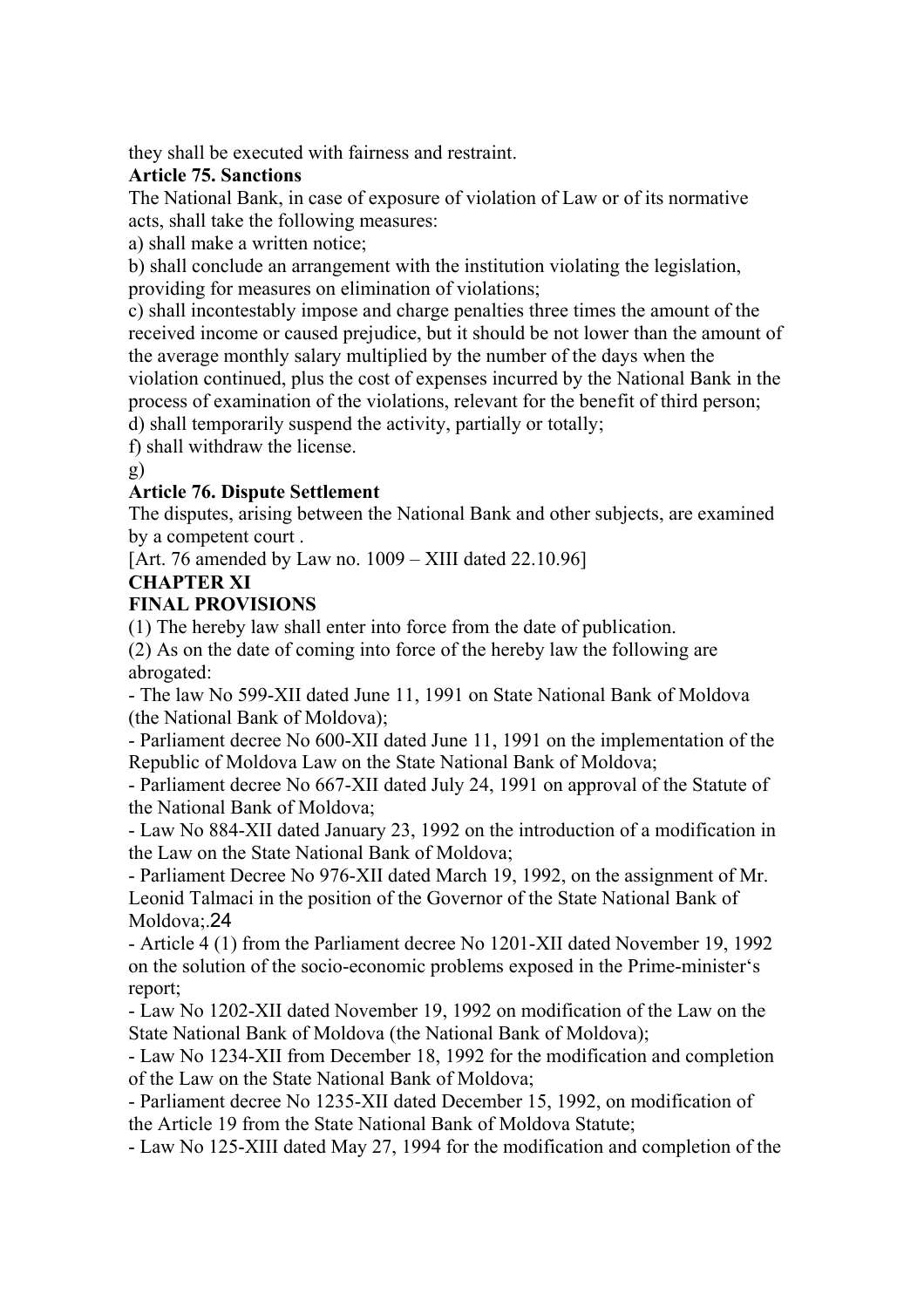they shall be executed with fairness and restraint.

**Article 75. Sanctions**

The National Bank, in case of exposure of violation of Law or of its normative acts, shall take the following measures:

a) shall make a written notice;

b) shall conclude an arrangement with the institution violating the legislation, providing for measures on elimination of violations;

c) shall incontestably impose and charge penalties three times the amount of the received income or caused prejudice, but it should be not lower than the amount of the average monthly salary multiplied by the number of the days when the violation continued, plus the cost of expenses incurred by the National Bank in the process of examination of the violations, relevant for the benefit of third person;

d) shall temporarily suspend the activity, partially or totally;

f) shall withdraw the license.

g)

**Article 76. Dispute Settlement**

The disputes, arising between the National Bank and other subjects, are examined by a competent court .

[Art. 76 amended by Law no. 1009 – XIII dated 22.10.96]

**CHAPTER XI**

**FINAL PROVISIONS**

(1) The hereby law shall enter into force from the date of publication.

(2) As on the date of coming into force of the hereby law the following are abrogated:

- The law No 599-XII dated June 11, 1991 on State National Bank of Moldova (the National Bank of Moldova);
- Parliament decree No 600-XII dated June 11, 1991 on the implementation of the Republic of Moldova Law on the State National Bank of Moldova;
- Parliament decree No 667-XII dated July 24, 1991 on approval of the Statute of the National Bank of Moldova;
- Law No 884-XII dated January 23, 1992 on the introduction of a modification in the Law on the State National Bank of Moldova;
- Parliament Decree No 976-XII dated March 19, 1992, on the assignment of Mr. Leonid Talmaci in the position of the Governor of the State National Bank of Moldova;.24
- Article 4 (1) from the Parliament decree No 1201-XII dated November 19, 1992 on the solution of the socio-economic problems exposed in the Prime-minister's report;
- Law No 1202-XII dated November 19, 1992 on modification of the Law on the State National Bank of Moldova (the National Bank of Moldova);
- Law No 1234-XII from December 18, 1992 for the modification and completion of the Law on the State National Bank of Moldova;
- Parliament decree No 1235-XII dated December 15, 1992, on modification of the Article 19 from the State National Bank of Moldova Statute;
- Law No 125-XIII dated May 27, 1994 for the modification and completion of the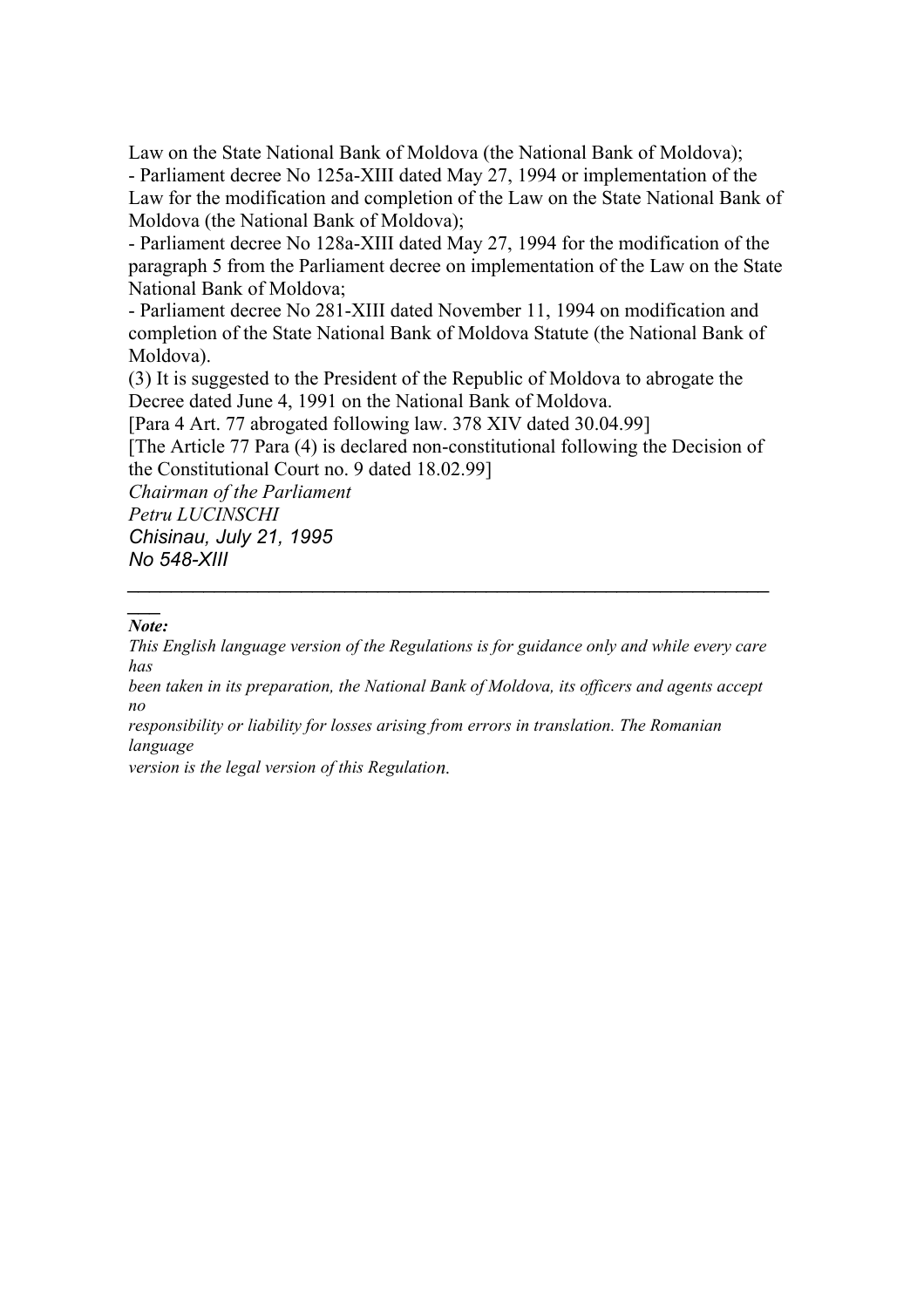Law on the State National Bank of Moldova (the National Bank of Moldova);
- Parliament decree No 125a-XIII dated May 27, 1994 or implementation of the Law for the modification and completion of the Law on the State National Bank of Moldova (the National Bank of Moldova);
- Parliament decree No 128a-XIII dated May 27, 1994 for the modification of the paragraph 5 from the Parliament decree on implementation of the Law on the State National Bank of Moldova;
- Parliament decree No 281-XIII dated November 11, 1994 on modification and completion of the State National Bank of Moldova Statute (the National Bank of Moldova).
(3) It is suggested to the President of the Republic of Moldova to abrogate the Decree dated June 4, 1991 on the National Bank of Moldova.
[Para 4 Art. 77 abrogated following law. 378 XIV dated 30.04.99]
[The Article 77 Para (4) is declared non-constitutional following the Decision of the Constitutional Court no. 9 dated 18.02.99]
*Chairman of the Parliament*
*Petru LUCINSCHI*
*Chisinau, July 21, 1995*
*No 548-XIII*

---

***Note:***
*This English language version of the Regulations is for guidance only and while every care has been taken in its preparation, the National Bank of Moldova, its officers and agents accept no responsibility or liability for losses arising from errors in translation. The Romanian language version is the legal version of this Regulation.*